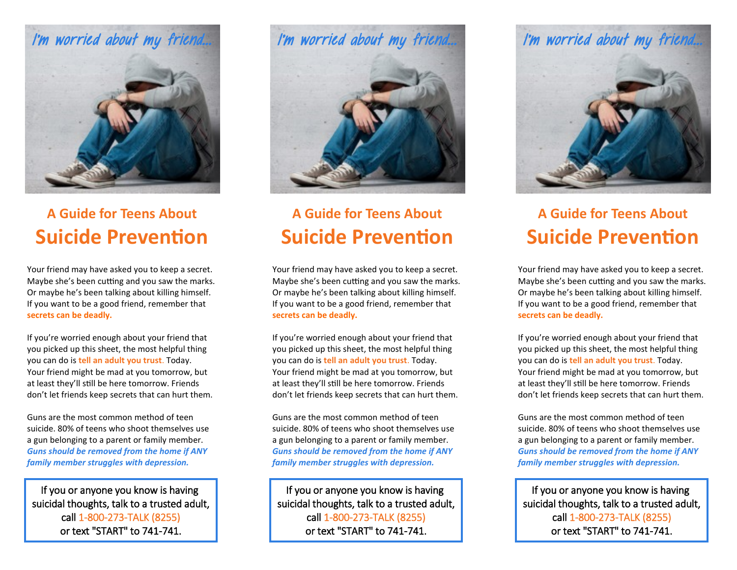I'm worried about my friend...

## A Guide for Teens About

# Suicide Prevention

Your friend may have asked you to keep a secret. Maybe she's been cutting and you saw the marks. Or maybe he's been talking about killing himself. If you want to be a good friend, remember that **secrets can be deadly.**

If you're worried enough about your friend that you picked up this sheet, the most helpful thing you can do is **tell an adult you trust.** Today. Your friend might be mad at you tomorrow, but at least they'll still be here tomorrow. Friends don't let friends keep secrets that can hurt them.

Guns are the most common method of teen suicide. 80% of teens who shoot themselves use a gun belonging to a parent or family member. ***Guns should be removed from the home if ANY family member struggles with depression.***

If you or anyone you know is having suicidal thoughts, talk to a trusted adult, call 1-800-273-TALK (8255) or text "START" to 741-741.

I'm worried about my friend...

## A Guide for Teens About

# Suicide Prevention

Your friend may have asked you to keep a secret. Maybe she's been cutting and you saw the marks. Or maybe he's been talking about killing himself. If you want to be a good friend, remember that **secrets can be deadly.**

If you're worried enough about your friend that you picked up this sheet, the most helpful thing you can do is **tell an adult you trust.** Today. Your friend might be mad at you tomorrow, but at least they'll still be here tomorrow. Friends don't let friends keep secrets that can hurt them.

Guns are the most common method of teen suicide. 80% of teens who shoot themselves use a gun belonging to a parent or family member. ***Guns should be removed from the home if ANY family member struggles with depression.***

If you or anyone you know is having suicidal thoughts, talk to a trusted adult, call 1-800-273-TALK (8255) or text "START" to 741-741.

I'm worried about my friend...

## A Guide for Teens About

# Suicide Prevention

Your friend may have asked you to keep a secret. Maybe she's been cutting and you saw the marks. Or maybe he's been talking about killing himself. If you want to be a good friend, remember that **secrets can be deadly.**

If you're worried enough about your friend that you picked up this sheet, the most helpful thing you can do is **tell an adult you trust.** Today. Your friend might be mad at you tomorrow, but at least they'll still be here tomorrow. Friends don't let friends keep secrets that can hurt them.

Guns are the most common method of teen suicide. 80% of teens who shoot themselves use a gun belonging to a parent or family member. ***Guns should be removed from the home if ANY family member struggles with depression.***

If you or anyone you know is having suicidal thoughts, talk to a trusted adult, call 1-800-273-TALK (8255) or text "START" to 741-741.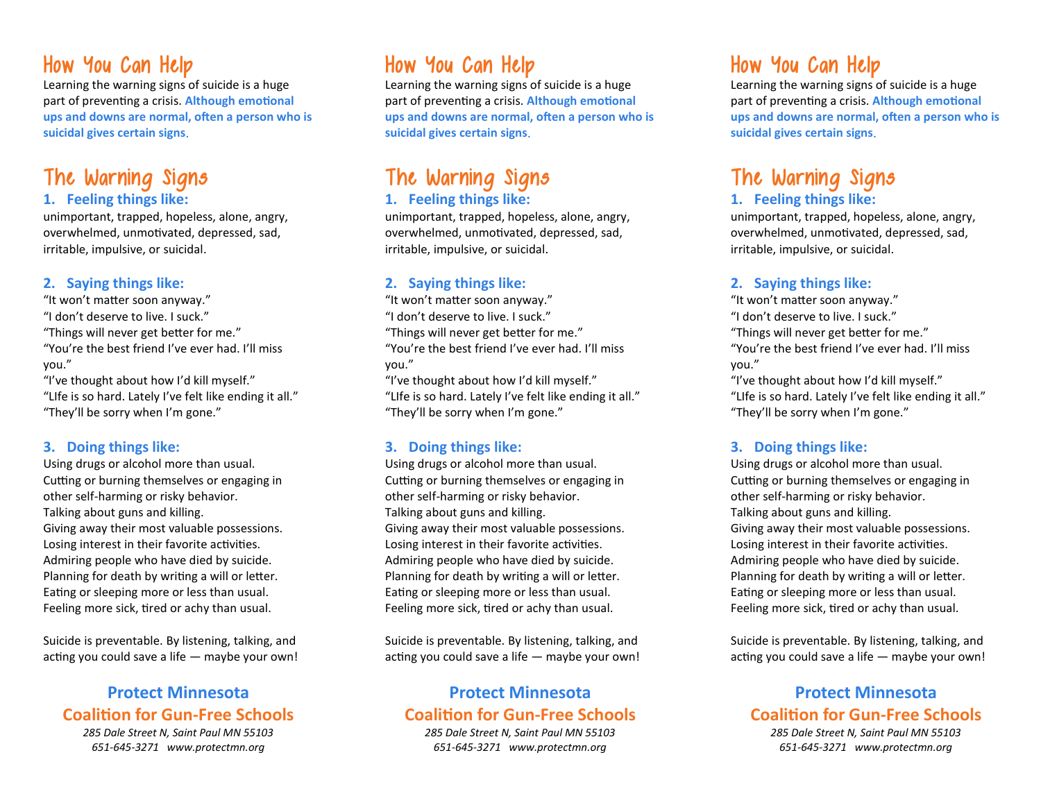## How You Can Help

Learning the warning signs of suicide is a huge part of preventing a crisis. **Although emotional ups and downs are normal, often a person who is suicidal gives certain signs**.

## The Warning Signs

1. **Feeling things like:**

unimportant, trapped, hopeless, alone, angry, overwhelmed, unmotivated, depressed, sad, irritable, impulsive, or suicidal.

2. **Saying things like:**

"It won't matter soon anyway."
"I don't deserve to live. I suck."
"Things will never get better for me."
"You're the best friend I've ever had. I'll miss you."
"I've thought about how I'd kill myself."
"LIfe is so hard. Lately I've felt like ending it all."
"They'll be sorry when I'm gone."

3. **Doing things like:**

Using drugs or alcohol more than usual.
Cutting or burning themselves or engaging in other self-harming or risky behavior.
Talking about guns and killing.
Giving away their most valuable possessions.
Losing interest in their favorite activities.
Admiring people who have died by suicide.
Planning for death by writing a will or letter.
Eating or sleeping more or less than usual.
Feeling more sick, tired or achy than usual.

Suicide is preventable. By listening, talking, and acting you could save a life — maybe your own!

**Protect Minnesota**
**Coalition for Gun-Free Schools**
*285 Dale Street N, Saint Paul MN 55103*
*651-645-3271 www.protectmn.org*

## How You Can Help

Learning the warning signs of suicide is a huge part of preventing a crisis. **Although emotional ups and downs are normal, often a person who is suicidal gives certain signs**.

## The Warning Signs

1. **Feeling things like:**

unimportant, trapped, hopeless, alone, angry, overwhelmed, unmotivated, depressed, sad, irritable, impulsive, or suicidal.

2. **Saying things like:**

"It won't matter soon anyway."
"I don't deserve to live. I suck."
"Things will never get better for me."
"You're the best friend I've ever had. I'll miss you."
"I've thought about how I'd kill myself."
"LIfe is so hard. Lately I've felt like ending it all."
"They'll be sorry when I'm gone."

3. **Doing things like:**

Using drugs or alcohol more than usual.
Cutting or burning themselves or engaging in other self-harming or risky behavior.
Talking about guns and killing.
Giving away their most valuable possessions.
Losing interest in their favorite activities.
Admiring people who have died by suicide.
Planning for death by writing a will or letter.
Eating or sleeping more or less than usual.
Feeling more sick, tired or achy than usual.

Suicide is preventable. By listening, talking, and acting you could save a life — maybe your own!

**Protect Minnesota**
**Coalition for Gun-Free Schools**
*285 Dale Street N, Saint Paul MN 55103*
*651-645-3271 www.protectmn.org*

## How You Can Help

Learning the warning signs of suicide is a huge part of preventing a crisis. **Although emotional ups and downs are normal, often a person who is suicidal gives certain signs**.

## The Warning Signs

1. **Feeling things like:**

unimportant, trapped, hopeless, alone, angry, overwhelmed, unmotivated, depressed, sad, irritable, impulsive, or suicidal.

2. **Saying things like:**

"It won't matter soon anyway."
"I don't deserve to live. I suck."
"Things will never get better for me."
"You're the best friend I've ever had. I'll miss you."
"I've thought about how I'd kill myself."
"LIfe is so hard. Lately I've felt like ending it all."
"They'll be sorry when I'm gone."

3. **Doing things like:**

Using drugs or alcohol more than usual.
Cutting or burning themselves or engaging in other self-harming or risky behavior.
Talking about guns and killing.
Giving away their most valuable possessions.
Losing interest in their favorite activities.
Admiring people who have died by suicide.
Planning for death by writing a will or letter.
Eating or sleeping more or less than usual.
Feeling more sick, tired or achy than usual.

Suicide is preventable. By listening, talking, and acting you could save a life — maybe your own!

**Protect Minnesota**
**Coalition for Gun-Free Schools**
*285 Dale Street N, Saint Paul MN 55103*
*651-645-3271 www.protectmn.org*